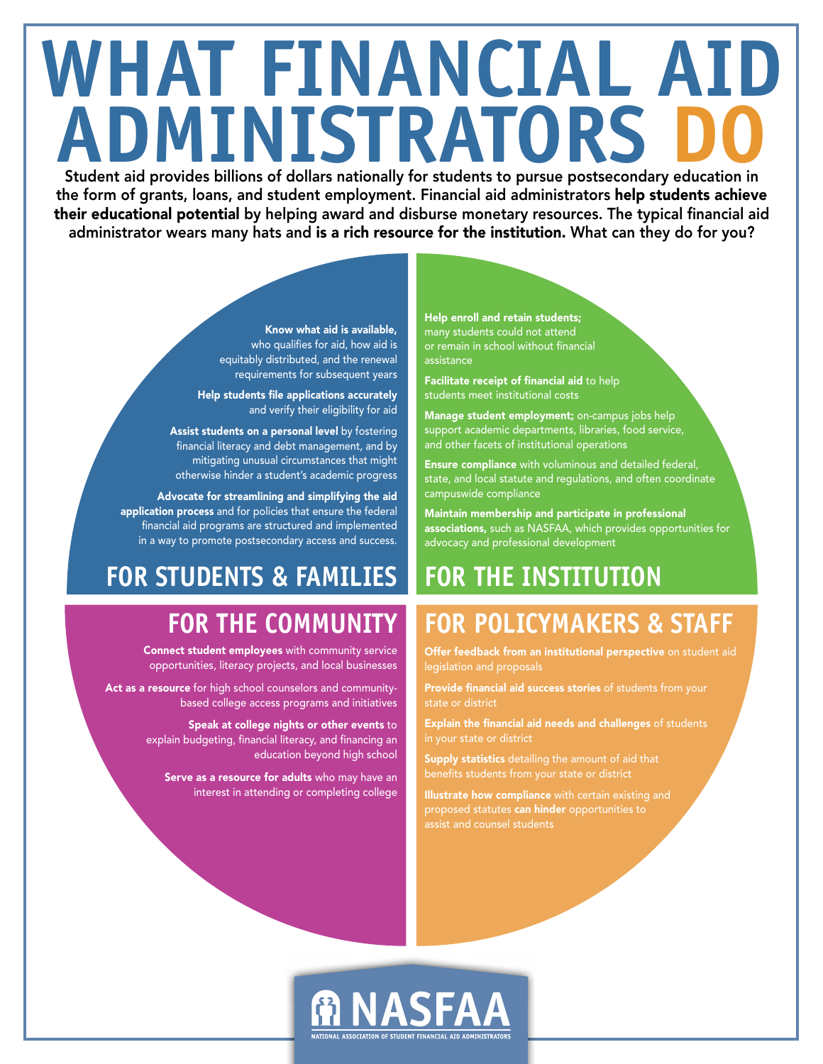# WHAT FINANCIAL AID ADMINISTRATORS DO

Student aid provides billions of dollars nationally for students to pursue postsecondary education in the form of grants, loans, and student employment. Financial aid administrators **help students achieve their educational potential** by helping award and disburse monetary resources. The typical financial aid administrator wears many hats and **is a rich resource for the institution.** What can they do for you?

## FOR STUDENTS & FAMILIES

**Know what aid is available,** who qualifies for aid, how aid is equitably distributed, and the renewal requirements for subsequent years

**Help students file applications accurately** and verify their eligibility for aid

**Assist students on a personal level** by fostering financial literacy and debt management, and by mitigating unusual circumstances that might otherwise hinder a student's academic progress

**Advocate for streamlining and simplifying the aid application process** and for policies that ensure the federal financial aid programs are structured and implemented in a way to promote postsecondary access and success.

## FOR THE INSTITUTION

**Help enroll and retain students;** many students could not attend or remain in school without financial assistance

**Facilitate receipt of financial aid** to help students meet institutional costs

**Manage student employment;** on-campus jobs help support academic departments, libraries, food service, and other facets of institutional operations

**Ensure compliance** with voluminous and detailed federal, state, and local statute and regulations, and often coordinate campuswide compliance

**Maintain membership and participate in professional associations,** such as NASFAA, which provides opportunities for advocacy and professional development

## FOR THE COMMUNITY

**Connect student employees** with community service opportunities, literacy projects, and local businesses

**Act as a resource** for high school counselors and community-based college access programs and initiatives

**Speak at college nights or other events** to explain budgeting, financial literacy, and financing an education beyond high school

**Serve as a resource for adults** who may have an interest in attending or completing college

## FOR POLICYMAKERS & STAFF

**Offer feedback from an institutional perspective** on student aid legislation and proposals

**Provide financial aid success stories** of students from your state or district

**Explain the financial aid needs and challenges** of students in your state or district

**Supply statistics** detailing the amount of aid that benefits students from your state or district

**Illustrate how compliance** with certain existing and proposed statutes **can hinder** opportunities to assist and counsel students

NASFAA

NATIONAL ASSOCIATION OF STUDENT FINANCIAL AID ADMINISTRATORS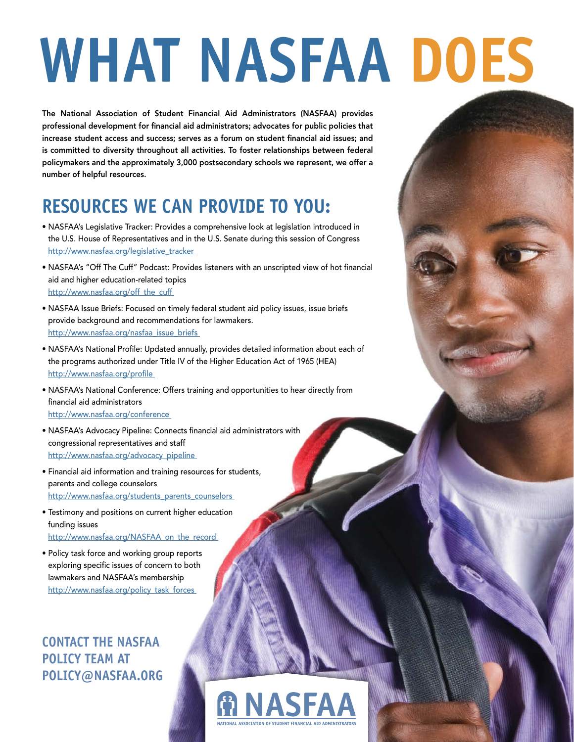# WHAT NASFAA DOES

**The National Association of Student Financial Aid Administrators (NASFAA) provides professional development for financial aid administrators; advocates for public policies that increase student access and success; serves as a forum on student financial aid issues; and is committed to diversity throughout all activities. To foster relationships between federal policymakers and the approximately 3,000 postsecondary schools we represent, we offer a number of helpful resources.**

## RESOURCES WE CAN PROVIDE TO YOU:

- NASFAA's Legislative Tracker: Provides a comprehensive look at legislation introduced in the U.S. House of Representatives and in the U.S. Senate during this session of Congress
  http://www.nasfaa.org/legislative_tracker
- NASFAA's "Off The Cuff" Podcast: Provides listeners with an unscripted view of hot financial aid and higher education-related topics
  http://www.nasfaa.org/off_the_cuff
- NASFAA Issue Briefs: Focused on timely federal student aid policy issues, issue briefs provide background and recommendations for lawmakers.
  http://www.nasfaa.org/nasfaa_issue_briefs
- NASFAA's National Profile: Updated annually, provides detailed information about each of the programs authorized under Title IV of the Higher Education Act of 1965 (HEA)
  http://www.nasfaa.org/profile
- NASFAA's National Conference: Offers training and opportunities to hear directly from financial aid administrators
  http://www.nasfaa.org/conference
- NASFAA's Advocacy Pipeline: Connects financial aid administrators with congressional representatives and staff
  http://www.nasfaa.org/advocacy_pipeline
- Financial aid information and training resources for students, parents and college counselors
  http://www.nasfaa.org/students_parents_counselors
- Testimony and positions on current higher education funding issues
  http://www.nasfaa.org/NASFAA_on_the_record
- Policy task force and working group reports exploring specific issues of concern to both lawmakers and NASFAA's membership
  http://www.nasfaa.org/policy_task_forces

**CONTACT THE NASFAA POLICY TEAM AT POLICY@NASFAA.ORG**

NASFAA
NATIONAL ASSOCIATION OF STUDENT FINANCIAL AID ADMINISTRATORS